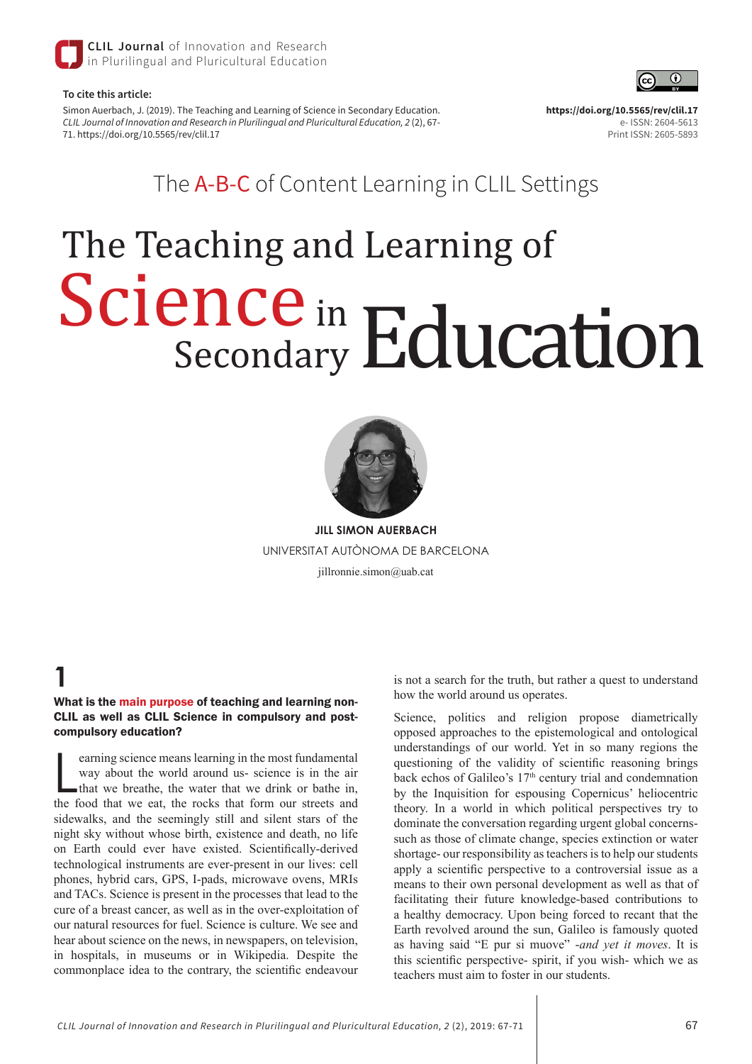**To cite this article:**

Simon Auerbach, J. (2019). The Teaching and Learning of Science in Secondary Education. *CLIL Journal of Innovation and Research in Plurilingual and Pluricultural Education, 2* (2), 67-71. https://doi.org/10.5565/rev/clil.17

**https://doi.org/10.5565/rev/clil.17**
e- ISSN: 2604-5613
Print ISSN: 2605-5893

The A-B-C of Content Learning in CLIL Settings

# The Teaching and Learning of Science in Secondary Education

**JILL SIMON AUERBACH**
UNIVERSITAT AUTÒNOMA DE BARCELONA
jillronnie.simon@uab.cat

## 1

### What is the main purpose of teaching and learning non-CLIL as well as CLIL Science in compulsory and post-compulsory education?

Learning science means learning in the most fundamental way about the world around us- science is in the air that we breathe, the water that we drink or bathe in, the food that we eat, the rocks that form our streets and sidewalks, and the seemingly still and silent stars of the night sky without whose birth, existence and death, no life on Earth could ever have existed. Scientifically-derived technological instruments are ever-present in our lives: cell phones, hybrid cars, GPS, I-pads, microwave ovens, MRIs and TACs. Science is present in the processes that lead to the cure of a breast cancer, as well as in the over-exploitation of our natural resources for fuel. Science is culture. We see and hear about science on the news, in newspapers, on television, in hospitals, in museums or in Wikipedia. Despite the commonplace idea to the contrary, the scientific endeavour is not a search for the truth, but rather a quest to understand how the world around us operates.

Science, politics and religion propose diametrically opposed approaches to the epistemological and ontological understandings of our world. Yet in so many regions the questioning of the validity of scientific reasoning brings back echos of Galileo's 17th century trial and condemnation by the Inquisition for espousing Copernicus' heliocentric theory. In a world in which political perspectives try to dominate the conversation regarding urgent global concerns- such as those of climate change, species extinction or water shortage- our responsibility as teachers is to help our students apply a scientific perspective to a controversial issue as a means to their own personal development as well as that of facilitating their future knowledge-based contributions to a healthy democracy. Upon being forced to recant that the Earth revolved around the sun, Galileo is famously quoted as having said "E pur si muove" -*and yet it moves*. It is this scientific perspective- spirit, if you wish- which we as teachers must aim to foster in our students.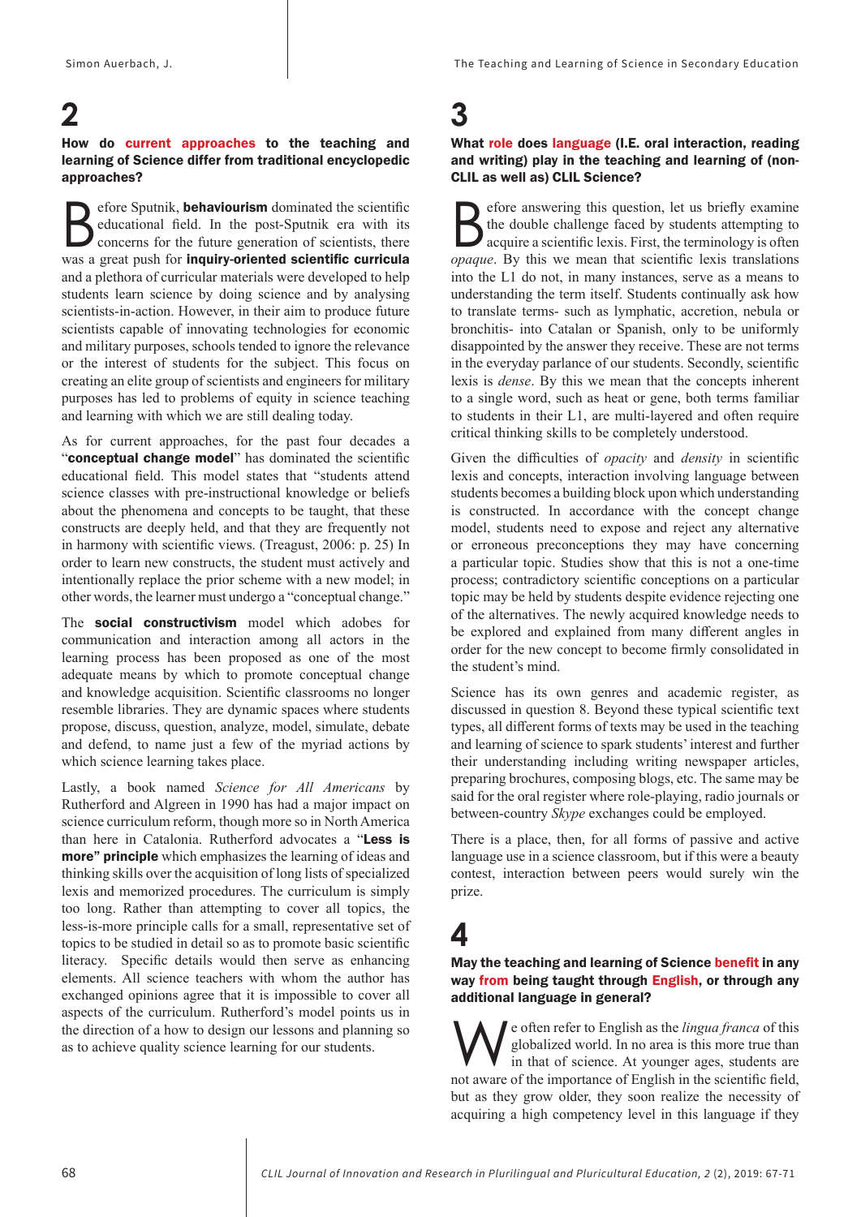## 2

### How do current approaches to the teaching and learning of Science differ from traditional encyclopedic approaches?

Before Sputnik, **behaviourism** dominated the scientific educational field. In the post-Sputnik era with its concerns for the future generation of scientists, there was a great push for **inquiry-oriented scientific curricula** and a plethora of curricular materials were developed to help students learn science by doing science and by analysing scientists-in-action. However, in their aim to produce future scientists capable of innovating technologies for economic and military purposes, schools tended to ignore the relevance or the interest of students for the subject. This focus on creating an elite group of scientists and engineers for military purposes has led to problems of equity in science teaching and learning with which we are still dealing today.

As for current approaches, for the past four decades a "**conceptual change model**" has dominated the scientific educational field. This model states that "students attend science classes with pre-instructional knowledge or beliefs about the phenomena and concepts to be taught, that these constructs are deeply held, and that they are frequently not in harmony with scientific views. (Treagust, 2006: p. 25) In order to learn new constructs, the student must actively and intentionally replace the prior scheme with a new model; in other words, the learner must undergo a "conceptual change."

The **social constructivism** model which adobes for communication and interaction among all actors in the learning process has been proposed as one of the most adequate means by which to promote conceptual change and knowledge acquisition. Scientific classrooms no longer resemble libraries. They are dynamic spaces where students propose, discuss, question, analyze, model, simulate, debate and defend, to name just a few of the myriad actions by which science learning takes place.

Lastly, a book named *Science for All Americans* by Rutherford and Algreen in 1990 has had a major impact on science curriculum reform, though more so in North America than here in Catalonia. Rutherford advocates a "**Less is more" principle** which emphasizes the learning of ideas and thinking skills over the acquisition of long lists of specialized lexis and memorized procedures. The curriculum is simply too long. Rather than attempting to cover all topics, the less-is-more principle calls for a small, representative set of topics to be studied in detail so as to promote basic scientific literacy. Specific details would then serve as enhancing elements. All science teachers with whom the author has exchanged opinions agree that it is impossible to cover all aspects of the curriculum. Rutherford's model points us in the direction of a how to design our lessons and planning so as to achieve quality science learning for our students.

## 3

### What role does language (I.E. oral interaction, reading and writing) play in the teaching and learning of (non-CLIL as well as) CLIL Science?

Before answering this question, let us briefly examine the double challenge faced by students attempting to acquire a scientific lexis. First, the terminology is often *opaque*. By this we mean that scientific lexis translations into the L1 do not, in many instances, serve as a means to understanding the term itself. Students continually ask how to translate terms- such as lymphatic, accretion, nebula or bronchitis- into Catalan or Spanish, only to be uniformly disappointed by the answer they receive. These are not terms in the everyday parlance of our students. Secondly, scientific lexis is *dense*. By this we mean that the concepts inherent to a single word, such as heat or gene, both terms familiar to students in their L1, are multi-layered and often require critical thinking skills to be completely understood.

Given the difficulties of *opacity* and *density* in scientific lexis and concepts, interaction involving language between students becomes a building block upon which understanding is constructed. In accordance with the concept change model, students need to expose and reject any alternative or erroneous preconceptions they may have concerning a particular topic. Studies show that this is not a one-time process; contradictory scientific conceptions on a particular topic may be held by students despite evidence rejecting one of the alternatives. The newly acquired knowledge needs to be explored and explained from many different angles in order for the new concept to become firmly consolidated in the student's mind.

Science has its own genres and academic register, as discussed in question 8. Beyond these typical scientific text types, all different forms of texts may be used in the teaching and learning of science to spark students' interest and further their understanding including writing newspaper articles, preparing brochures, composing blogs, etc. The same may be said for the oral register where role-playing, radio journals or between-country *Skype* exchanges could be employed.

There is a place, then, for all forms of passive and active language use in a science classroom, but if this were a beauty contest, interaction between peers would surely win the prize.

## 4

### May the teaching and learning of Science benefit in any way from being taught through English, or through any additional language in general?

We often refer to English as the *lingua franca* of this globalized world. In no area is this more true than in that of science. At younger ages, students are not aware of the importance of English in the scientific field, but as they grow older, they soon realize the necessity of acquiring a high competency level in this language if they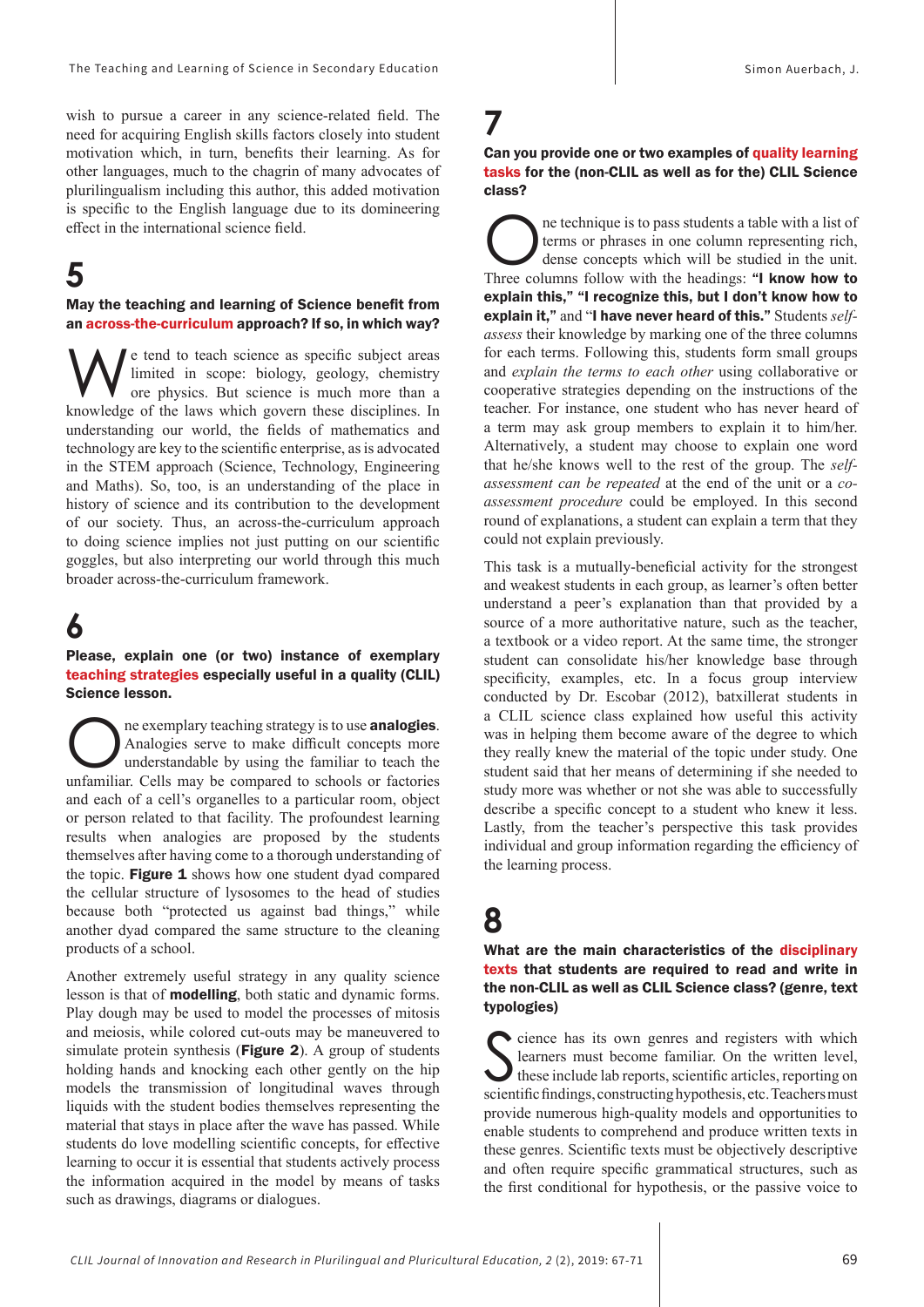wish to pursue a career in any science-related field. The need for acquiring English skills factors closely into student motivation which, in turn, benefits their learning. As for other languages, much to the chagrin of many advocates of plurilingualism including this author, this added motivation is specific to the English language due to its domineering effect in the international science field.

## 5

**May the teaching and learning of Science benefit from an across-the-curriculum approach? If so, in which way?**

We tend to teach science as specific subject areas limited in scope: biology, geology, chemistry ore physics. But science is much more than a knowledge of the laws which govern these disciplines. In understanding our world, the fields of mathematics and technology are key to the scientific enterprise, as is advocated in the STEM approach (Science, Technology, Engineering and Maths). So, too, is an understanding of the place in history of science and its contribution to the development of our society. Thus, an across-the-curriculum approach to doing science implies not just putting on our scientific goggles, but also interpreting our world through this much broader across-the-curriculum framework.

## 6

**Please, explain one (or two) instance of exemplary teaching strategies especially useful in a quality (CLIL) Science lesson.**

One exemplary teaching strategy is to use **analogies**. Analogies serve to make difficult concepts more understandable by using the familiar to teach the unfamiliar. Cells may be compared to schools or factories and each of a cell's organelles to a particular room, object or person related to that facility. The profoundest learning results when analogies are proposed by the students themselves after having come to a thorough understanding of the topic. **Figure 1** shows how one student dyad compared the cellular structure of lysosomes to the head of studies because both "protected us against bad things," while another dyad compared the same structure to the cleaning products of a school.

Another extremely useful strategy in any quality science lesson is that of **modelling**, both static and dynamic forms. Play dough may be used to model the processes of mitosis and meiosis, while colored cut-outs may be maneuvered to simulate protein synthesis (**Figure 2**). A group of students holding hands and knocking each other gently on the hip models the transmission of longitudinal waves through liquids with the student bodies themselves representing the material that stays in place after the wave has passed. While students do love modelling scientific concepts, for effective learning to occur it is essential that students actively process the information acquired in the model by means of tasks such as drawings, diagrams or dialogues.

## 7

**Can you provide one or two examples of quality learning tasks for the (non-CLIL as well as for the) CLIL Science class?**

One technique is to pass students a table with a list of terms or phrases in one column representing rich, dense concepts which will be studied in the unit. Three columns follow with the headings: **"I know how to explain this," "I recognize this, but I don't know how to explain it,"** and "**I have never heard of this."** Students *self-assess* their knowledge by marking one of the three columns for each terms. Following this, students form small groups and *explain the terms to each other* using collaborative or cooperative strategies depending on the instructions of the teacher. For instance, one student who has never heard of a term may ask group members to explain it to him/her. Alternatively, a student may choose to explain one word that he/she knows well to the rest of the group. The *self-assessment can be repeated* at the end of the unit or a *co-assessment procedure* could be employed. In this second round of explanations, a student can explain a term that they could not explain previously.

This task is a mutually-beneficial activity for the strongest and weakest students in each group, as learner's often better understand a peer's explanation than that provided by a source of a more authoritative nature, such as the teacher, a textbook or a video report. At the same time, the stronger student can consolidate his/her knowledge base through specificity, examples, etc. In a focus group interview conducted by Dr. Escobar (2012), batxillerat students in a CLIL science class explained how useful this activity was in helping them become aware of the degree to which they really knew the material of the topic under study. One student said that her means of determining if she needed to study more was whether or not she was able to successfully describe a specific concept to a student who knew it less. Lastly, from the teacher's perspective this task provides individual and group information regarding the efficiency of the learning process.

## 8

**What are the main characteristics of the disciplinary texts that students are required to read and write in the non-CLIL as well as CLIL Science class? (genre, text typologies)**

Science has its own genres and registers with which learners must become familiar. On the written level, these include lab reports, scientific articles, reporting on scientific findings, constructing hypothesis, etc. Teachers must provide numerous high-quality models and opportunities to enable students to comprehend and produce written texts in these genres. Scientific texts must be objectively descriptive and often require specific grammatical structures, such as the first conditional for hypothesis, or the passive voice to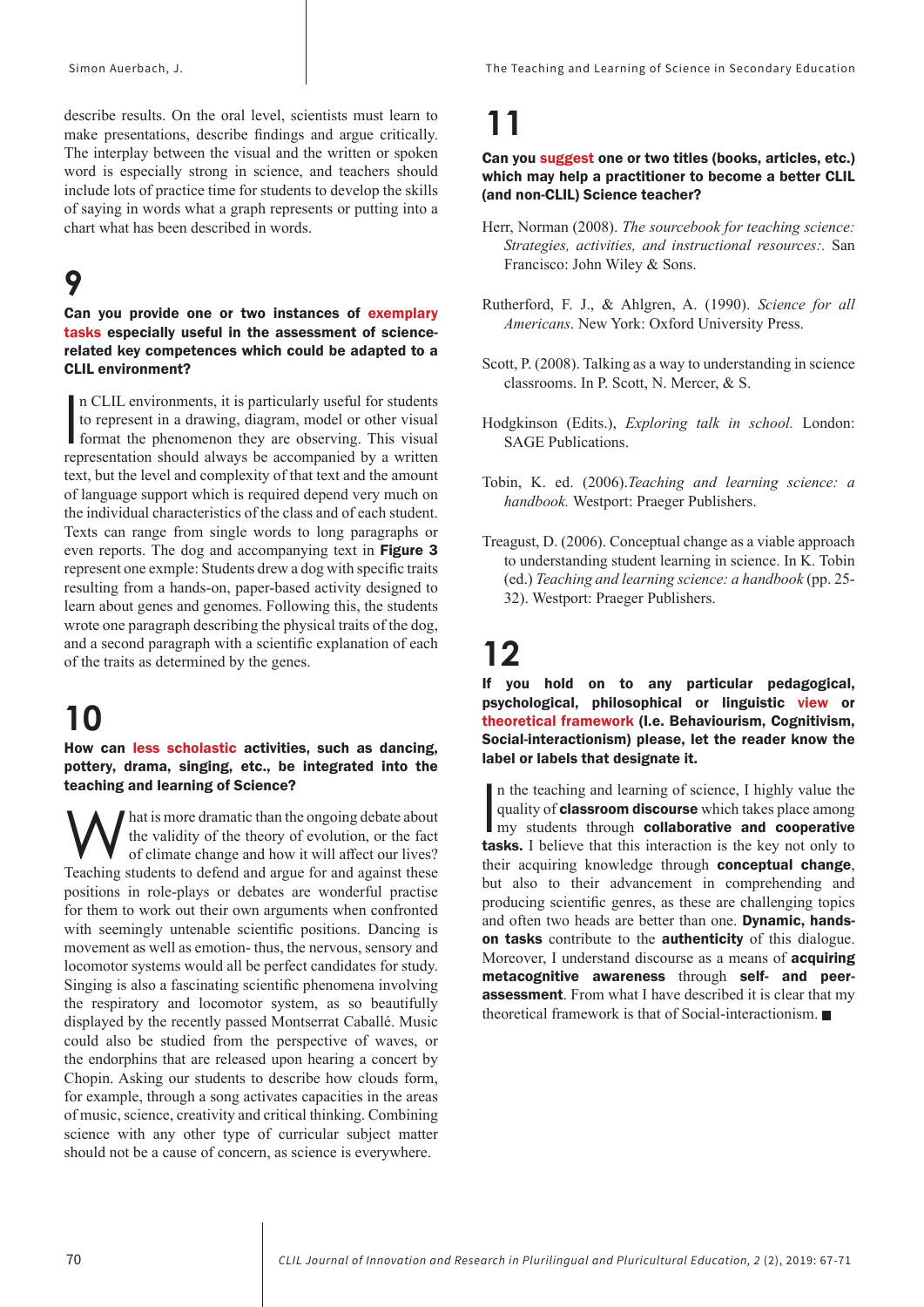describe results. On the oral level, scientists must learn to make presentations, describe findings and argue critically. The interplay between the visual and the written or spoken word is especially strong in science, and teachers should include lots of practice time for students to develop the skills of saying in words what a graph represents or putting into a chart what has been described in words.

## 9

**Can you provide one or two instances of exemplary tasks especially useful in the assessment of science-related key competences which could be adapted to a CLIL environment?**

In CLIL environments, it is particularly useful for students to represent in a drawing, diagram, model or other visual format the phenomenon they are observing. This visual representation should always be accompanied by a written text, but the level and complexity of that text and the amount of language support which is required depend very much on the individual characteristics of the class and of each student. Texts can range from single words to long paragraphs or even reports. The dog and accompanying text in **Figure 3** represent one exmple: Students drew a dog with specific traits resulting from a hands-on, paper-based activity designed to learn about genes and genomes. Following this, the students wrote one paragraph describing the physical traits of the dog, and a second paragraph with a scientific explanation of each of the traits as determined by the genes.

## 10

**How can less scholastic activities, such as dancing, pottery, drama, singing, etc., be integrated into the teaching and learning of Science?**

What is more dramatic than the ongoing debate about the validity of the theory of evolution, or the fact of climate change and how it will affect our lives? Teaching students to defend and argue for and against these positions in role-plays or debates are wonderful practise for them to work out their own arguments when confronted with seemingly untenable scientific positions. Dancing is movement as well as emotion- thus, the nervous, sensory and locomotor systems would all be perfect candidates for study. Singing is also a fascinating scientific phenomena involving the respiratory and locomotor system, as so beautifully displayed by the recently passed Montserrat Caballé. Music could also be studied from the perspective of waves, or the endorphins that are released upon hearing a concert by Chopin. Asking our students to describe how clouds form, for example, through a song activates capacities in the areas of music, science, creativity and critical thinking. Combining science with any other type of curricular subject matter should not be a cause of concern, as science is everywhere.

## 11

**Can you suggest one or two titles (books, articles, etc.) which may help a practitioner to become a better CLIL (and non-CLIL) Science teacher?**

Herr, Norman (2008). *The sourcebook for teaching science: Strategies, activities, and instructional resources:.* San Francisco: John Wiley & Sons.

Rutherford, F. J., & Ahlgren, A. (1990). *Science for all Americans*. New York: Oxford University Press.

Scott, P. (2008). Talking as a way to understanding in science classrooms. In P. Scott, N. Mercer, & S.

Hodgkinson (Edits.), *Exploring talk in school.* London: SAGE Publications.

Tobin, K. ed. (2006).*Teaching and learning science: a handbook.* Westport: Praeger Publishers.

Treagust, D. (2006). Conceptual change as a viable approach to understanding student learning in science. In K. Tobin (ed.) *Teaching and learning science: a handbook* (pp. 25-32). Westport: Praeger Publishers.

## 12

**If you hold on to any particular pedagogical, psychological, philosophical or linguistic view or theoretical framework (I.e. Behaviourism, Cognitivism, Social-interactionism) please, let the reader know the label or labels that designate it.**

In the teaching and learning of science, I highly value the quality of **classroom discourse** which takes place among my students through **collaborative and cooperative tasks.** I believe that this interaction is the key not only to their acquiring knowledge through **conceptual change**, but also to their advancement in comprehending and producing scientific genres, as these are challenging topics and often two heads are better than one. **Dynamic, hands-on tasks** contribute to the **authenticity** of this dialogue. Moreover, I understand discourse as a means of **acquiring metacognitive awareness** through **self- and peer-assessment**. From what I have described it is clear that my theoretical framework is that of Social-interactionism. ■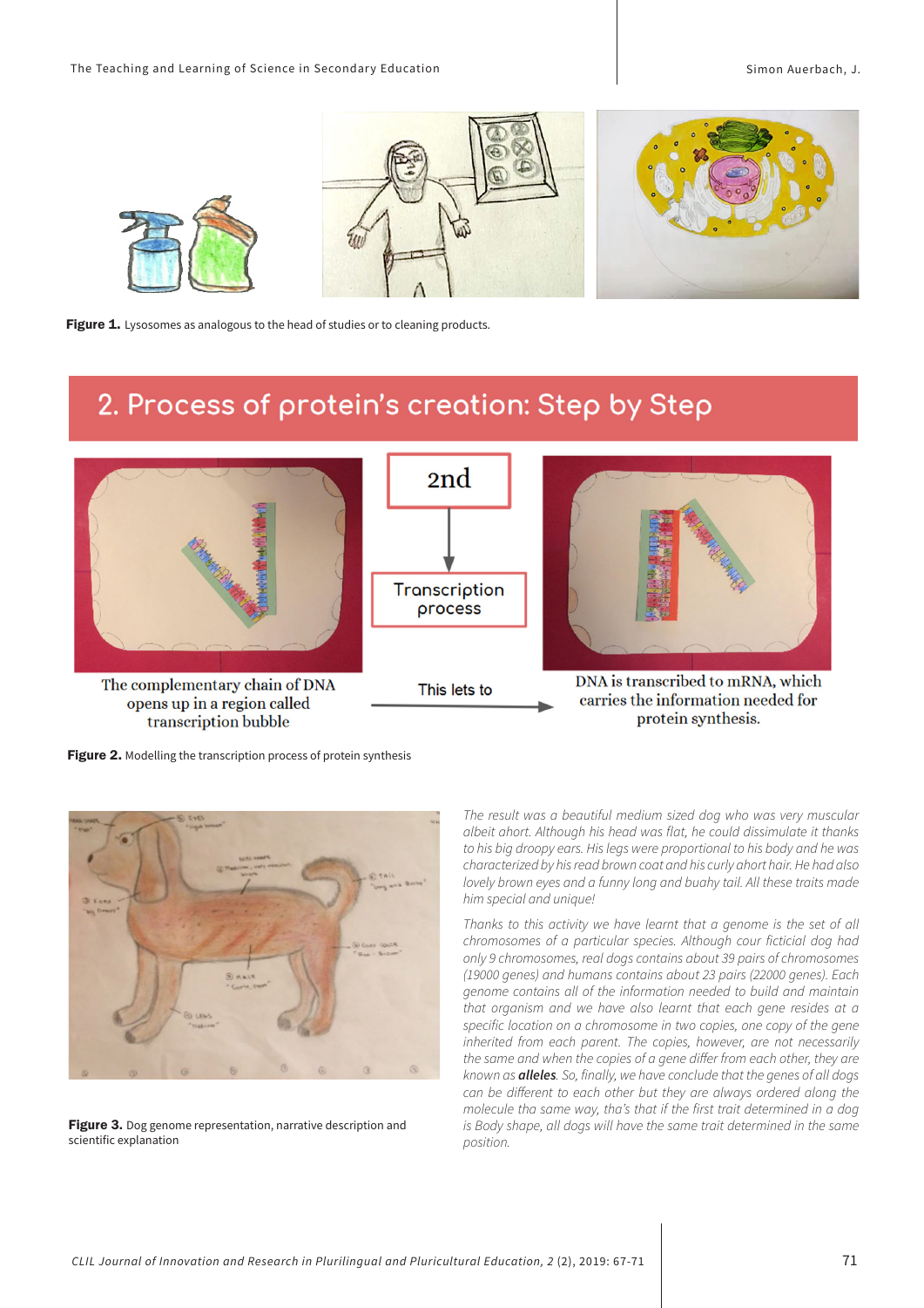Figure 1. Lysosomes as analogous to the head of studies or to cleaning products.

2. Process of protein's creation: Step by Step

2nd

Transcription process

The complementary chain of DNA opens up in a region called transcription bubble

This lets to

DNA is transcribed to mRNA, which carries the information needed for protein synthesis.

**Figure 2.** Modelling the transcription process of protein synthesis

**Figure 3.** Dog genome representation, narrative description and scientific explanation

*The result was a beautiful medium sized dog who was very muscular albeit ahort. Although his head was flat, he could dissimulate it thanks to his big droopy ears. His legs were proportional to his body and he was characterized by his read brown coat and his curly ahort hair. He had also lovely brown eyes and a funny long and buahy tail. All these traits made him special and unique!*

*Thanks to this activity we have learnt that a genome is the set of all chromosomes of a particular species. Although cour ficticial dog had only 9 chromosomes, real dogs contains about 39 pairs of chromosomes (19000 genes) and humans contains about 23 pairs (22000 genes). Each genome contains all of the information needed to build and maintain that organism and we have also learnt that each gene resides at a specific location on a chromosome in two copies, one copy of the gene inherited from each parent. The copies, however, are not necessarily the same and when the copies of a gene differ from each other, they are known as* ***alleles****. So, finally, we have conclude that the genes of all dogs can be different to each other but they are always ordered along the molecule tha same way, tha's that if the first trait determined in a dog is Body shape, all dogs will have the same trait determined in the same position.*